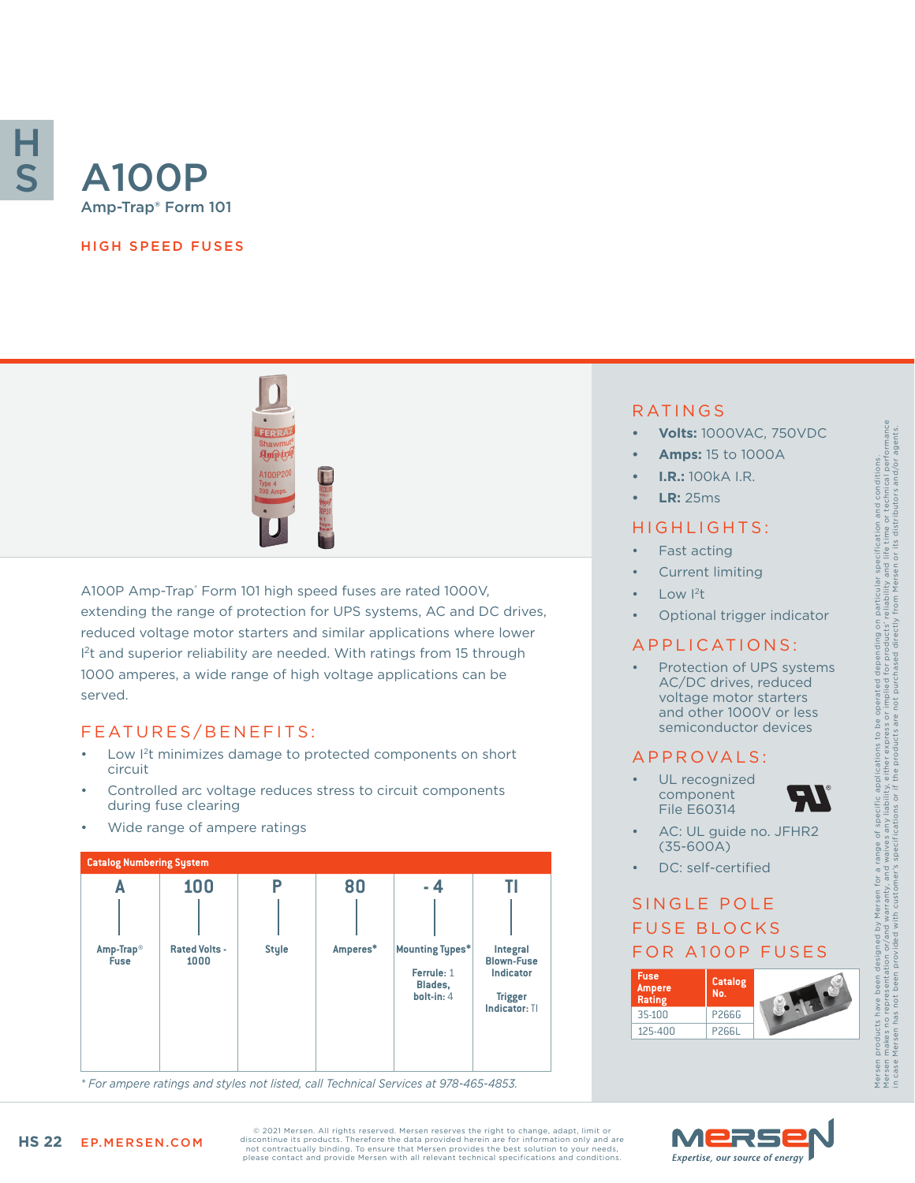# A100P

Amp-Trap® Form 101

HIGH SPEED FUSES

A100P Amp-Trap® Form 101 high speed fuses are rated 1000V, extending the range of protection for UPS systems, AC and DC drives, reduced voltage motor starters and similar applications where lower $I^2t$ and superior reliability are needed. With ratings from 15 through 1000 amperes, a wide range of high voltage applications can be served.

## FEATURES/BENEFITS:

- Low $I^2t$ minimizes damage to protected components on short circuit
- Controlled arc voltage reduces stress to circuit components during fuse clearing
- Wide range of ampere ratings

**Catalog Numbering System**

| A | 100 | P | 80 | - 4 | TI |
|---|---|---|---|---|---|
| Amp-Trap® Fuse | Rated Volts - 1000 | Style | Amperes* | Mounting Types* Ferrule: 1 Blades, bolt-in: 4 | Integral Blown-Fuse Indicator Trigger Indicator: TI |

*\* For ampere ratings and styles not listed, call Technical Services at 978-465-4853.*

## RATINGS

- **Volts:** 1000VAC, 750VDC
- **Amps:** 15 to 1000A
- **I.R.:** 100kA I.R.
- **LR:** 25ms

## HIGHLIGHTS:

- Fast acting
- Current limiting
- Low $I^2t$
- Optional trigger indicator

## APPLICATIONS:

- Protection of UPS systems AC/DC drives, reduced voltage motor starters and other 1000V or less semiconductor devices

## APPROVALS:

- UL recognized component File E60314
- AC: UL guide no. JFHR2 (35-600A)
- DC: self-certified

## SINGLE POLE FUSE BLOCKS FOR A100P FUSES

| Fuse Ampere Rating | Catalog No. |
|---|---|
| 35-100 | P266G |
| 125-400 | P266L |

Mersen products have been designed by Mersen for a range of specific applications to be operated depending on particular specification and conditions. Mersen makes no representation or/and warranty, and waives any liability, either express or implied for products' reliability and life time or technical performance in case Mersen has not been provided with customer's specifications or if the products are not purchased directly from Mersen or its distributors and/or agents.

© 2021 Mersen. All rights reserved. Mersen reserves the right to change, adapt, limit or discontinue its products. Therefore the data provided herein are for information only and are not contractually binding. To ensure that Mersen provides the best solution to your needs, please contact and provide Mersen with all relevant technical specifications and conditions.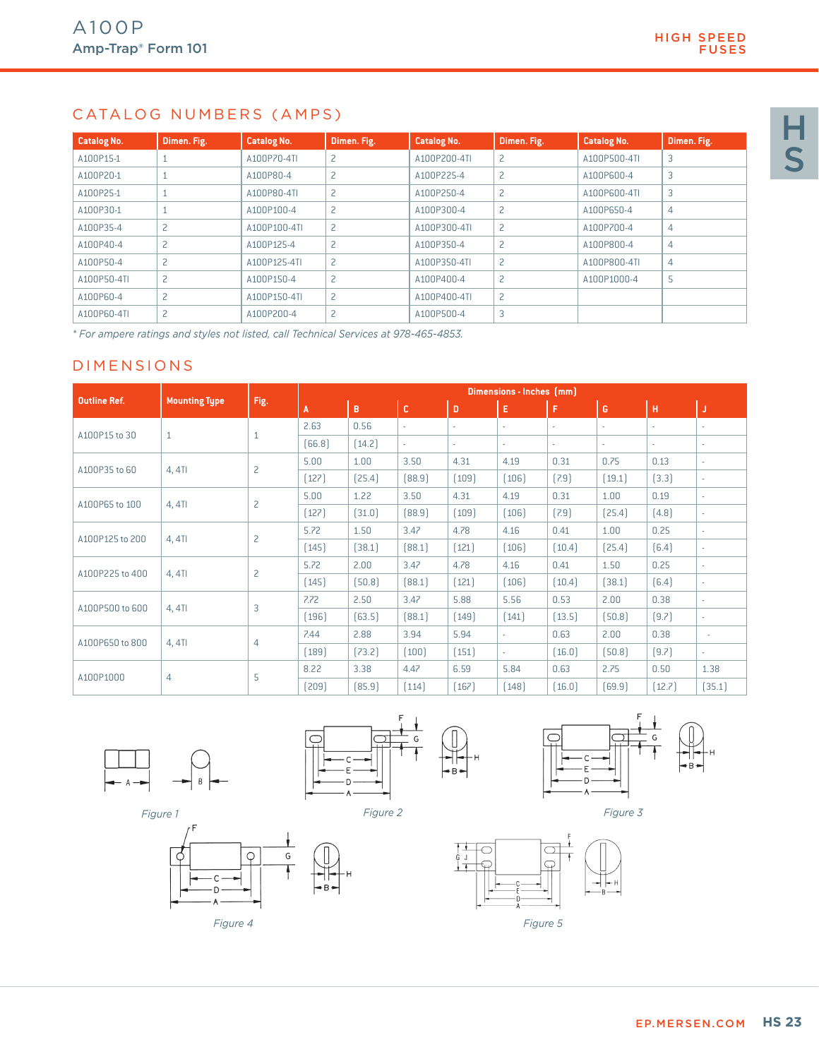# A100P

## Amp-Trap® Form 101

HIGH SPEED FUSES

## CATALOG NUMBERS (AMPS)

| Catalog No. | Dimen. Fig. | Catalog No. | Dimen. Fig. | Catalog No. | Dimen. Fig. | Catalog No. | Dimen. Fig. |
|---|---|---|---|---|---|---|---|
| A100P15-1 | 1 | A100P70-4TI | 2 | A100P200-4TI | 2 | A100P500-4TI | 3 |
| A100P20-1 | 1 | A100P80-4 | 2 | A100P225-4 | 2 | A100P600-4 | 3 |
| A100P25-1 | 1 | A100P80-4TI | 2 | A100P250-4 | 2 | A100P600-4TI | 3 |
| A100P30-1 | 1 | A100P100-4 | 2 | A100P300-4 | 2 | A100P650-4 | 4 |
| A100P35-4 | 2 | A100P100-4TI | 2 | A100P300-4TI | 2 | A100P700-4 | 4 |
| A100P40-4 | 2 | A100P125-4 | 2 | A100P350-4 | 2 | A100P800-4 | 4 |
| A100P50-4 | 2 | A100P125-4TI | 2 | A100P350-4TI | 2 | A100P800-4TI | 4 |
| A100P50-4TI | 2 | A100P150-4 | 2 | A100P400-4 | 2 | A100P1000-4 | 5 |
| A100P60-4 | 2 | A100P150-4TI | 2 | A100P400-4TI | 2 | | |
| A100P60-4TI | 2 | A100P200-4 | 2 | A100P500-4 | 3 | | |

*\* For ampere ratings and styles not listed, call Technical Services at 978-465-4853.*

## DIMENSIONS

| Outline Ref. | Mounting Type | Fig. | Dimensions - Inches (mm) | | | | | | | | |
|---|---|---|---|---|---|---|---|---|---|---|---|
| | | | A | B | C | D | E | F | G | H | J |
| A100P15 to 30 | 1 | 1 | 2.63 | 0.56 | - | - | - | - | - | - | - |
| | | | (66.8) | (14.2) | - | - | - | - | - | - | - |
| A100P35 to 60 | 4, 4TI | 2 | 5.00 | 1.00 | 3.50 | 4.31 | 4.19 | 0.31 | 0.75 | 0.13 | - |
| | | | (127) | (25.4) | (88.9) | (109) | (106) | (7.9) | (19.1) | (3.3) | - |
| A100P65 to 100 | 4, 4TI | 2 | 5.00 | 1.22 | 3.50 | 4.31 | 4.19 | 0.31 | 1.00 | 0.19 | - |
| | | | (127) | (31.0) | (88.9) | (109) | (106) | (7.9) | (25.4) | (4.8) | - |
| A100P125 to 200 | 4, 4TI | 2 | 5.72 | 1.50 | 3.47 | 4.78 | 4.16 | 0.41 | 1.00 | 0.25 | - |
| | | | (145) | (38.1) | (88.1) | (121) | (106) | (10.4) | (25.4) | (6.4) | - |
| A100P225 to 400 | 4, 4TI | 2 | 5.72 | 2.00 | 3.47 | 4.78 | 4.16 | 0.41 | 1.50 | 0.25 | - |
| | | | (145) | (50.8) | (88.1) | (121) | (106) | (10.4) | (38.1) | (6.4) | - |
| A100P500 to 600 | 4, 4TI | 3 | 7.72 | 2.50 | 3.47 | 5.88 | 5.56 | 0.53 | 2.00 | 0.38 | - |
| | | | (196) | (63.5) | (88.1) | (149) | (141) | (13.5) | (50.8) | (9.7) | - |
| A100P650 to 800 | 4, 4TI | 4 | 7.44 | 2.88 | 3.94 | 5.94 | - | 0.63 | 2.00 | 0.38 | - |
| | | | (189) | (73.2) | (100) | (151) | - | (16.0) | (50.8) | (9.7) | - |
| A100P1000 | 4 | 5 | 8.22 | 3.38 | 4.47 | 6.59 | 5.84 | 0.63 | 2.75 | 0.50 | 1.38 |
| | | | (209) | (85.9) | (114) | (167) | (148) | (16.0) | (69.9) | (12.7) | (35.1) |

Figure 1

Figure 2

Figure 3

Figure 4

Figure 5